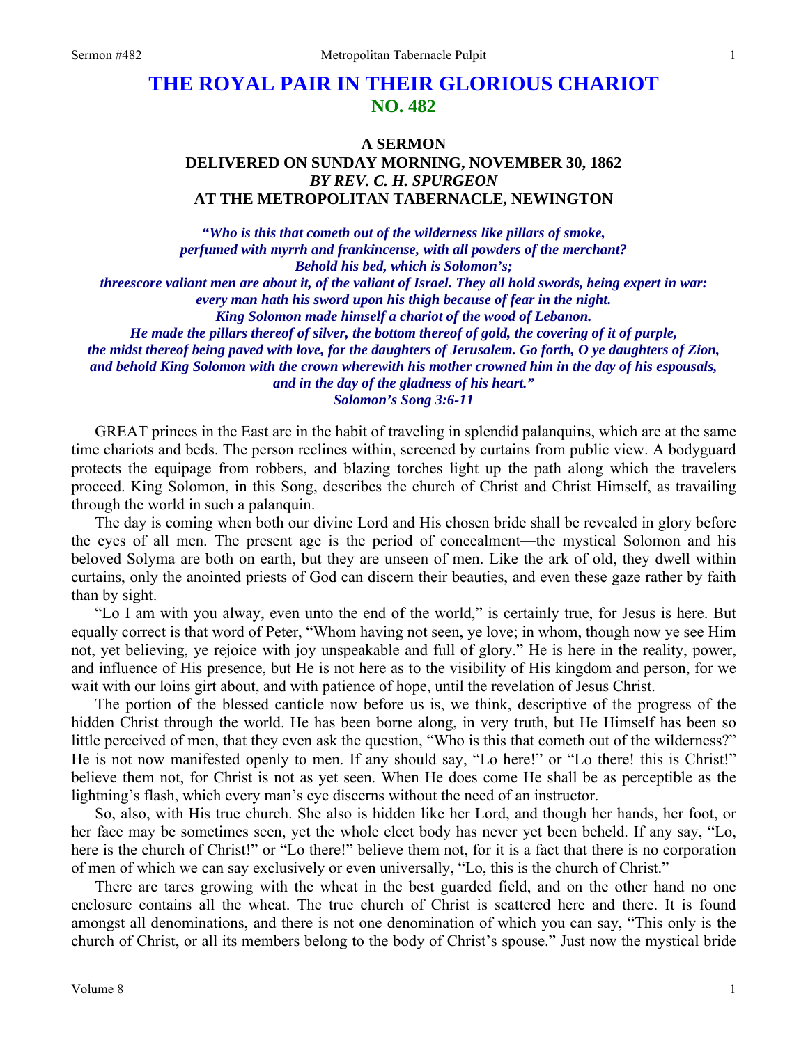# THE ROYAL PAIR IN THEIR GLORIOUS CHARIOT
## NO. 482

### A SERMON
### DELIVERED ON SUNDAY MORNING, NOVEMBER 30, 1862
### *BY REV. C. H. SPURGEON*
### AT THE METROPOLITAN TABERNACLE, NEWINGTON

*"Who is this that cometh out of the wilderness like pillars of smoke, perfumed with myrrh and frankincense, with all powders of the merchant? Behold his bed, which is Solomon's; threescore valiant men are about it, of the valiant of Israel. They all hold swords, being expert in war: every man hath his sword upon his thigh because of fear in the night. King Solomon made himself a chariot of the wood of Lebanon. He made the pillars thereof of silver, the bottom thereof of gold, the covering of it of purple, the midst thereof being paved with love, for the daughters of Jerusalem. Go forth, O ye daughters of Zion, and behold King Solomon with the crown wherewith his mother crowned him in the day of his espousals, and in the day of the gladness of his heart."*
*Solomon's Song 3:6-11*

GREAT princes in the East are in the habit of traveling in splendid palanquins, which are at the same time chariots and beds. The person reclines within, screened by curtains from public view. A bodyguard protects the equipage from robbers, and blazing torches light up the path along which the travelers proceed. King Solomon, in this Song, describes the church of Christ and Christ Himself, as travailing through the world in such a palanquin.

The day is coming when both our divine Lord and His chosen bride shall be revealed in glory before the eyes of all men. The present age is the period of concealment—the mystical Solomon and his beloved Solyma are both on earth, but they are unseen of men. Like the ark of old, they dwell within curtains, only the anointed priests of God can discern their beauties, and even these gaze rather by faith than by sight.

"Lo I am with you alway, even unto the end of the world," is certainly true, for Jesus is here. But equally correct is that word of Peter, "Whom having not seen, ye love; in whom, though now ye see Him not, yet believing, ye rejoice with joy unspeakable and full of glory." He is here in the reality, power, and influence of His presence, but He is not here as to the visibility of His kingdom and person, for we wait with our loins girt about, and with patience of hope, until the revelation of Jesus Christ.

The portion of the blessed canticle now before us is, we think, descriptive of the progress of the hidden Christ through the world. He has been borne along, in very truth, but He Himself has been so little perceived of men, that they even ask the question, "Who is this that cometh out of the wilderness?" He is not now manifested openly to men. If any should say, "Lo here!" or "Lo there! this is Christ!" believe them not, for Christ is not as yet seen. When He does come He shall be as perceptible as the lightning's flash, which every man's eye discerns without the need of an instructor.

So, also, with His true church. She also is hidden like her Lord, and though her hands, her foot, or her face may be sometimes seen, yet the whole elect body has never yet been beheld. If any say, "Lo, here is the church of Christ!" or "Lo there!" believe them not, for it is a fact that there is no corporation of men of which we can say exclusively or even universally, "Lo, this is the church of Christ."

There are tares growing with the wheat in the best guarded field, and on the other hand no one enclosure contains all the wheat. The true church of Christ is scattered here and there. It is found amongst all denominations, and there is not one denomination of which you can say, "This only is the church of Christ, or all its members belong to the body of Christ's spouse." Just now the mystical bride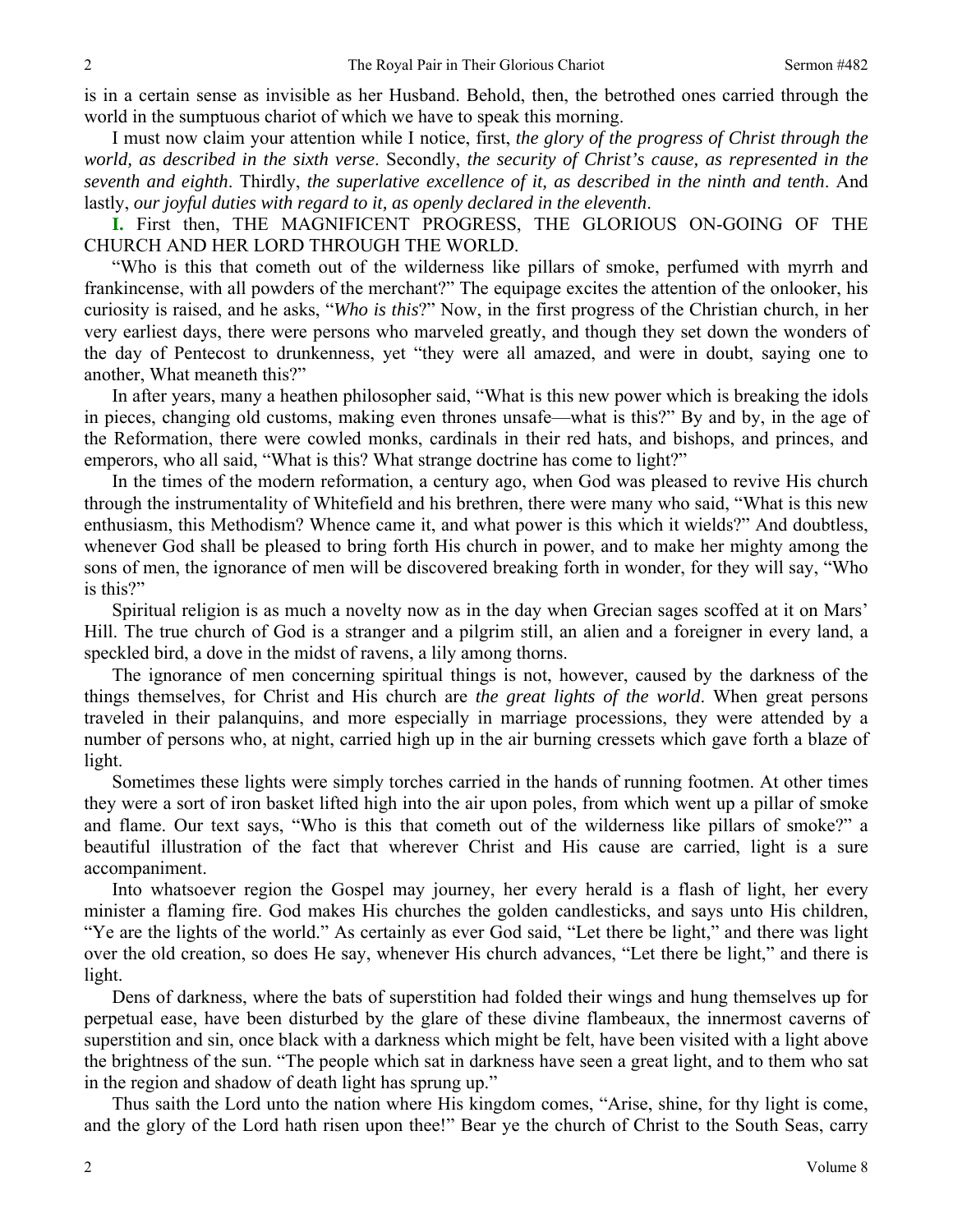is in a certain sense as invisible as her Husband. Behold, then, the betrothed ones carried through the world in the sumptuous chariot of which we have to speak this morning.

I must now claim your attention while I notice, first, *the glory of the progress of Christ through the world, as described in the sixth verse*. Secondly, *the security of Christ's cause, as represented in the seventh and eighth*. Thirdly, *the superlative excellence of it, as described in the ninth and tenth*. And lastly, *our joyful duties with regard to it, as openly declared in the eleventh*.

**I.** First then, THE MAGNIFICENT PROGRESS, THE GLORIOUS ON-GOING OF THE CHURCH AND HER LORD THROUGH THE WORLD.

"Who is this that cometh out of the wilderness like pillars of smoke, perfumed with myrrh and frankincense, with all powders of the merchant?" The equipage excites the attention of the onlooker, his curiosity is raised, and he asks, "*Who is this*?" Now, in the first progress of the Christian church, in her very earliest days, there were persons who marveled greatly, and though they set down the wonders of the day of Pentecost to drunkenness, yet "they were all amazed, and were in doubt, saying one to another, What meaneth this?"

In after years, many a heathen philosopher said, "What is this new power which is breaking the idols in pieces, changing old customs, making even thrones unsafe—what is this?" By and by, in the age of the Reformation, there were cowled monks, cardinals in their red hats, and bishops, and princes, and emperors, who all said, "What is this? What strange doctrine has come to light?"

In the times of the modern reformation, a century ago, when God was pleased to revive His church through the instrumentality of Whitefield and his brethren, there were many who said, "What is this new enthusiasm, this Methodism? Whence came it, and what power is this which it wields?" And doubtless, whenever God shall be pleased to bring forth His church in power, and to make her mighty among the sons of men, the ignorance of men will be discovered breaking forth in wonder, for they will say, "Who is this?"

Spiritual religion is as much a novelty now as in the day when Grecian sages scoffed at it on Mars' Hill. The true church of God is a stranger and a pilgrim still, an alien and a foreigner in every land, a speckled bird, a dove in the midst of ravens, a lily among thorns.

The ignorance of men concerning spiritual things is not, however, caused by the darkness of the things themselves, for Christ and His church are *the great lights of the world*. When great persons traveled in their palanquins, and more especially in marriage processions, they were attended by a number of persons who, at night, carried high up in the air burning cressets which gave forth a blaze of light.

Sometimes these lights were simply torches carried in the hands of running footmen. At other times they were a sort of iron basket lifted high into the air upon poles, from which went up a pillar of smoke and flame. Our text says, "Who is this that cometh out of the wilderness like pillars of smoke?" a beautiful illustration of the fact that wherever Christ and His cause are carried, light is a sure accompaniment.

Into whatsoever region the Gospel may journey, her every herald is a flash of light, her every minister a flaming fire. God makes His churches the golden candlesticks, and says unto His children, "Ye are the lights of the world." As certainly as ever God said, "Let there be light," and there was light over the old creation, so does He say, whenever His church advances, "Let there be light," and there is light.

Dens of darkness, where the bats of superstition had folded their wings and hung themselves up for perpetual ease, have been disturbed by the glare of these divine flambeaux, the innermost caverns of superstition and sin, once black with a darkness which might be felt, have been visited with a light above the brightness of the sun. "The people which sat in darkness have seen a great light, and to them who sat in the region and shadow of death light has sprung up."

Thus saith the Lord unto the nation where His kingdom comes, "Arise, shine, for thy light is come, and the glory of the Lord hath risen upon thee!" Bear ye the church of Christ to the South Seas, carry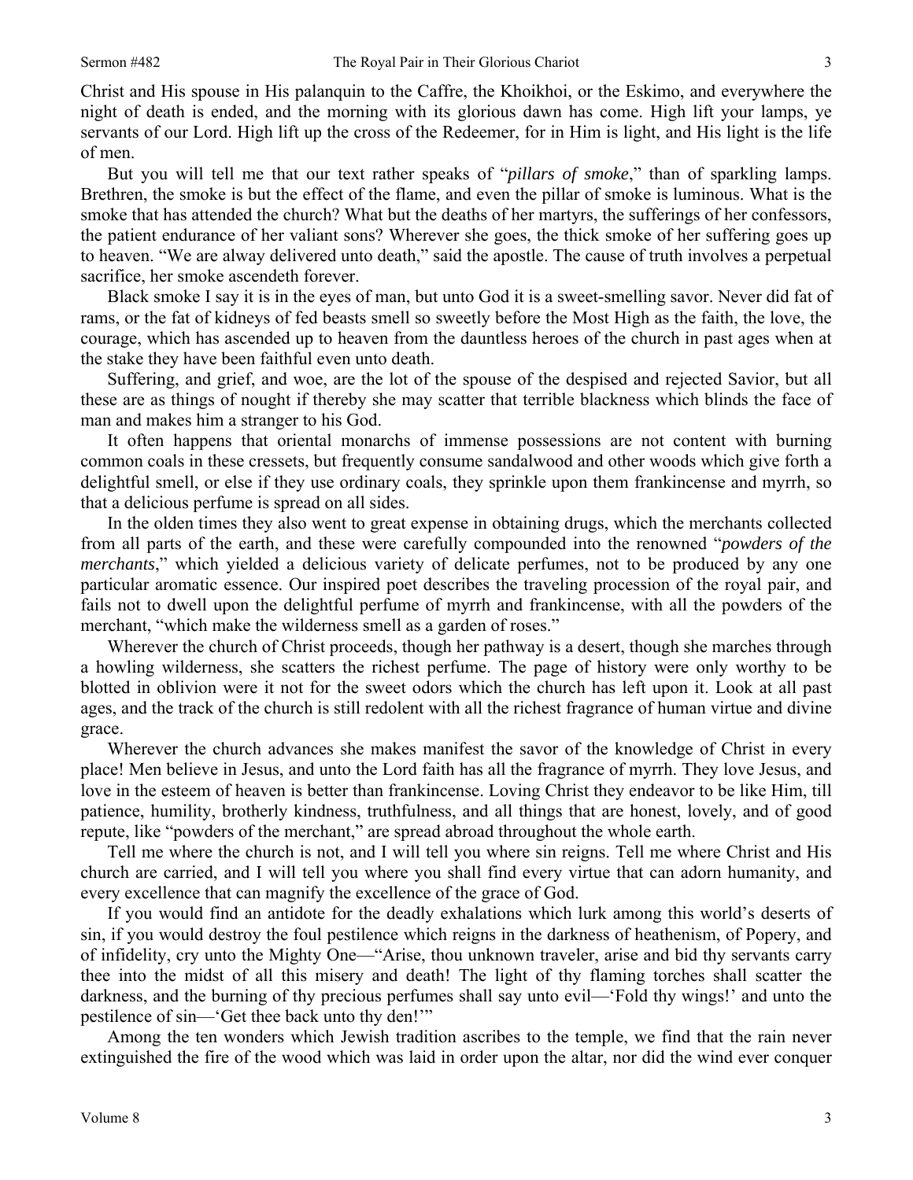Christ and His spouse in His palanquin to the Caffre, the Khoikhoi, or the Eskimo, and everywhere the night of death is ended, and the morning with its glorious dawn has come. High lift your lamps, ye servants of our Lord. High lift up the cross of the Redeemer, for in Him is light, and His light is the life of men.

But you will tell me that our text rather speaks of "*pillars of smoke*," than of sparkling lamps. Brethren, the smoke is but the effect of the flame, and even the pillar of smoke is luminous. What is the smoke that has attended the church? What but the deaths of her martyrs, the sufferings of her confessors, the patient endurance of her valiant sons? Wherever she goes, the thick smoke of her suffering goes up to heaven. "We are alway delivered unto death," said the apostle. The cause of truth involves a perpetual sacrifice, her smoke ascendeth forever.

Black smoke I say it is in the eyes of man, but unto God it is a sweet-smelling savor. Never did fat of rams, or the fat of kidneys of fed beasts smell so sweetly before the Most High as the faith, the love, the courage, which has ascended up to heaven from the dauntless heroes of the church in past ages when at the stake they have been faithful even unto death.

Suffering, and grief, and woe, are the lot of the spouse of the despised and rejected Savior, but all these are as things of nought if thereby she may scatter that terrible blackness which blinds the face of man and makes him a stranger to his God.

It often happens that oriental monarchs of immense possessions are not content with burning common coals in these cressets, but frequently consume sandalwood and other woods which give forth a delightful smell, or else if they use ordinary coals, they sprinkle upon them frankincense and myrrh, so that a delicious perfume is spread on all sides.

In the olden times they also went to great expense in obtaining drugs, which the merchants collected from all parts of the earth, and these were carefully compounded into the renowned "*powders of the merchants*," which yielded a delicious variety of delicate perfumes, not to be produced by any one particular aromatic essence. Our inspired poet describes the traveling procession of the royal pair, and fails not to dwell upon the delightful perfume of myrrh and frankincense, with all the powders of the merchant, "which make the wilderness smell as a garden of roses."

Wherever the church of Christ proceeds, though her pathway is a desert, though she marches through a howling wilderness, she scatters the richest perfume. The page of history were only worthy to be blotted in oblivion were it not for the sweet odors which the church has left upon it. Look at all past ages, and the track of the church is still redolent with all the richest fragrance of human virtue and divine grace.

Wherever the church advances she makes manifest the savor of the knowledge of Christ in every place! Men believe in Jesus, and unto the Lord faith has all the fragrance of myrrh. They love Jesus, and love in the esteem of heaven is better than frankincense. Loving Christ they endeavor to be like Him, till patience, humility, brotherly kindness, truthfulness, and all things that are honest, lovely, and of good repute, like "powders of the merchant," are spread abroad throughout the whole earth.

Tell me where the church is not, and I will tell you where sin reigns. Tell me where Christ and His church are carried, and I will tell you where you shall find every virtue that can adorn humanity, and every excellence that can magnify the excellence of the grace of God.

If you would find an antidote for the deadly exhalations which lurk among this world's deserts of sin, if you would destroy the foul pestilence which reigns in the darkness of heathenism, of Popery, and of infidelity, cry unto the Mighty One—"Arise, thou unknown traveler, arise and bid thy servants carry thee into the midst of all this misery and death! The light of thy flaming torches shall scatter the darkness, and the burning of thy precious perfumes shall say unto evil—'Fold thy wings!' and unto the pestilence of sin—'Get thee back unto thy den!'"

Among the ten wonders which Jewish tradition ascribes to the temple, we find that the rain never extinguished the fire of the wood which was laid in order upon the altar, nor did the wind ever conquer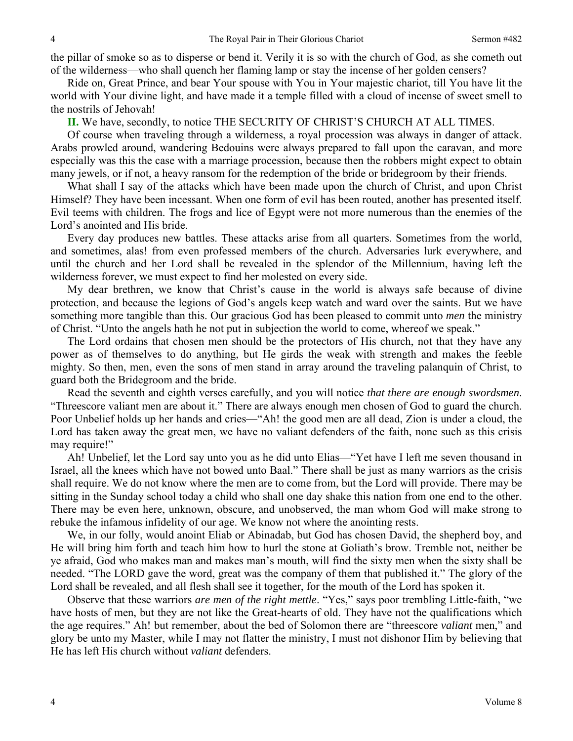the pillar of smoke so as to disperse or bend it. Verily it is so with the church of God, as she cometh out of the wilderness—who shall quench her flaming lamp or stay the incense of her golden censers?

Ride on, Great Prince, and bear Your spouse with You in Your majestic chariot, till You have lit the world with Your divine light, and have made it a temple filled with a cloud of incense of sweet smell to the nostrils of Jehovah!

**II.** We have, secondly, to notice THE SECURITY OF CHRIST'S CHURCH AT ALL TIMES.

Of course when traveling through a wilderness, a royal procession was always in danger of attack. Arabs prowled around, wandering Bedouins were always prepared to fall upon the caravan, and more especially was this the case with a marriage procession, because then the robbers might expect to obtain many jewels, or if not, a heavy ransom for the redemption of the bride or bridegroom by their friends.

What shall I say of the attacks which have been made upon the church of Christ, and upon Christ Himself? They have been incessant. When one form of evil has been routed, another has presented itself. Evil teems with children. The frogs and lice of Egypt were not more numerous than the enemies of the Lord's anointed and His bride.

Every day produces new battles. These attacks arise from all quarters. Sometimes from the world, and sometimes, alas! from even professed members of the church. Adversaries lurk everywhere, and until the church and her Lord shall be revealed in the splendor of the Millennium, having left the wilderness forever, we must expect to find her molested on every side.

My dear brethren, we know that Christ's cause in the world is always safe because of divine protection, and because the legions of God's angels keep watch and ward over the saints. But we have something more tangible than this. Our gracious God has been pleased to commit unto *men* the ministry of Christ. "Unto the angels hath he not put in subjection the world to come, whereof we speak."

The Lord ordains that chosen men should be the protectors of His church, not that they have any power as of themselves to do anything, but He girds the weak with strength and makes the feeble mighty. So then, men, even the sons of men stand in array around the traveling palanquin of Christ, to guard both the Bridegroom and the bride.

Read the seventh and eighth verses carefully, and you will notice *that there are enough swordsmen*. "Threescore valiant men are about it." There are always enough men chosen of God to guard the church. Poor Unbelief holds up her hands and cries—"Ah! the good men are all dead, Zion is under a cloud, the Lord has taken away the great men, we have no valiant defenders of the faith, none such as this crisis may require!"

Ah! Unbelief, let the Lord say unto you as he did unto Elias—"Yet have I left me seven thousand in Israel, all the knees which have not bowed unto Baal." There shall be just as many warriors as the crisis shall require. We do not know where the men are to come from, but the Lord will provide. There may be sitting in the Sunday school today a child who shall one day shake this nation from one end to the other. There may be even here, unknown, obscure, and unobserved, the man whom God will make strong to rebuke the infamous infidelity of our age. We know not where the anointing rests.

We, in our folly, would anoint Eliab or Abinadab, but God has chosen David, the shepherd boy, and He will bring him forth and teach him how to hurl the stone at Goliath's brow. Tremble not, neither be ye afraid, God who makes man and makes man's mouth, will find the sixty men when the sixty shall be needed. "The LORD gave the word, great was the company of them that published it." The glory of the Lord shall be revealed, and all flesh shall see it together, for the mouth of the Lord has spoken it.

Observe that these warriors *are men of the right mettle*. "Yes," says poor trembling Little-faith, "we have hosts of men, but they are not like the Great-hearts of old. They have not the qualifications which the age requires." Ah! but remember, about the bed of Solomon there are "threescore *valiant* men," and glory be unto my Master, while I may not flatter the ministry, I must not dishonor Him by believing that He has left His church without *valiant* defenders.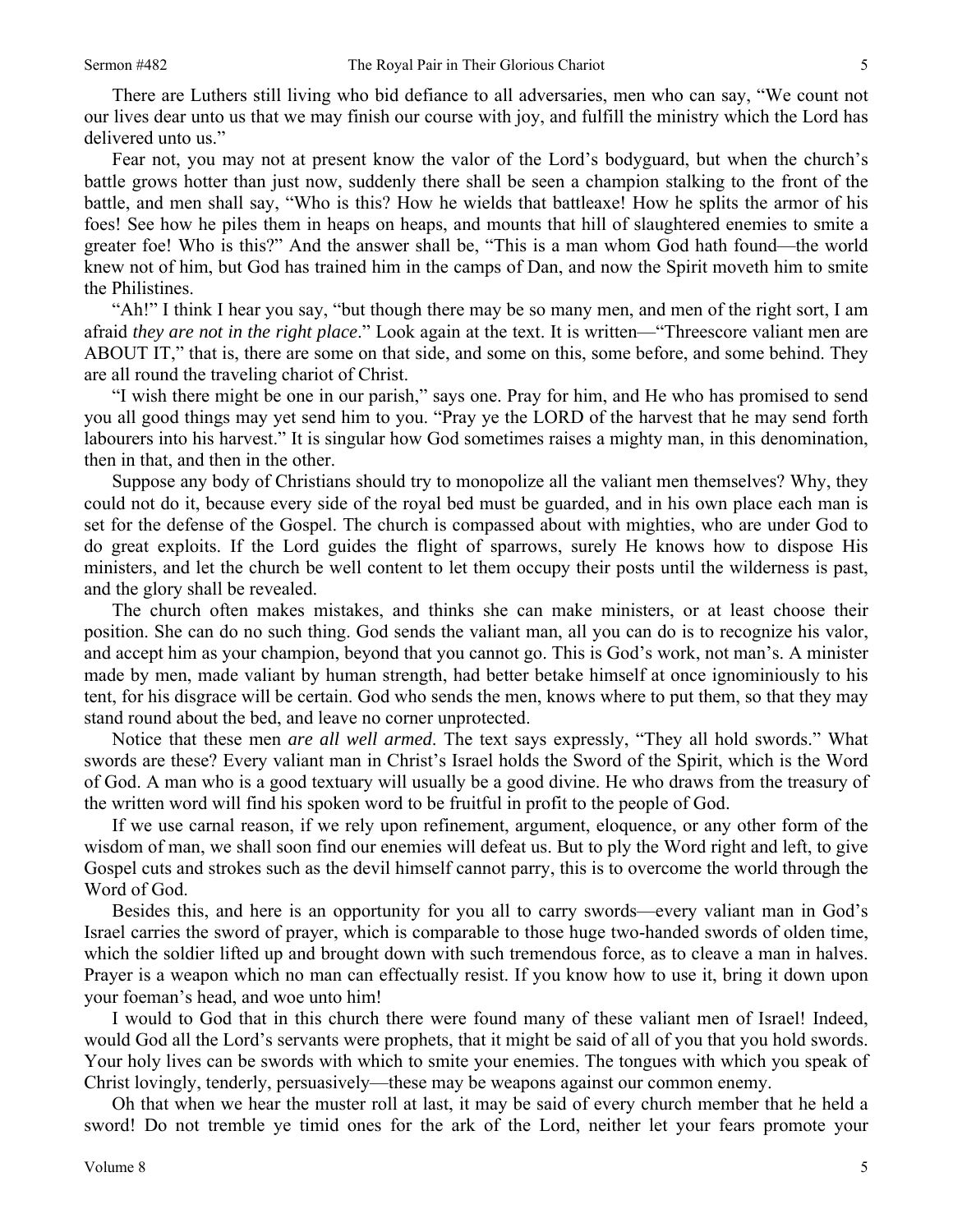There are Luthers still living who bid defiance to all adversaries, men who can say, "We count not our lives dear unto us that we may finish our course with joy, and fulfill the ministry which the Lord has delivered unto us."

Fear not, you may not at present know the valor of the Lord's bodyguard, but when the church's battle grows hotter than just now, suddenly there shall be seen a champion stalking to the front of the battle, and men shall say, "Who is this? How he wields that battleaxe! How he splits the armor of his foes! See how he piles them in heaps on heaps, and mounts that hill of slaughtered enemies to smite a greater foe! Who is this?" And the answer shall be, "This is a man whom God hath found—the world knew not of him, but God has trained him in the camps of Dan, and now the Spirit moveth him to smite the Philistines.

"Ah!" I think I hear you say, "but though there may be so many men, and men of the right sort, I am afraid *they are not in the right place*." Look again at the text. It is written—"Threescore valiant men are ABOUT IT," that is, there are some on that side, and some on this, some before, and some behind. They are all round the traveling chariot of Christ.

"I wish there might be one in our parish," says one. Pray for him, and He who has promised to send you all good things may yet send him to you. "Pray ye the LORD of the harvest that he may send forth labourers into his harvest." It is singular how God sometimes raises a mighty man, in this denomination, then in that, and then in the other.

Suppose any body of Christians should try to monopolize all the valiant men themselves? Why, they could not do it, because every side of the royal bed must be guarded, and in his own place each man is set for the defense of the Gospel. The church is compassed about with mighties, who are under God to do great exploits. If the Lord guides the flight of sparrows, surely He knows how to dispose His ministers, and let the church be well content to let them occupy their posts until the wilderness is past, and the glory shall be revealed.

The church often makes mistakes, and thinks she can make ministers, or at least choose their position. She can do no such thing. God sends the valiant man, all you can do is to recognize his valor, and accept him as your champion, beyond that you cannot go. This is God's work, not man's. A minister made by men, made valiant by human strength, had better betake himself at once ignominiously to his tent, for his disgrace will be certain. God who sends the men, knows where to put them, so that they may stand round about the bed, and leave no corner unprotected.

Notice that these men *are all well armed*. The text says expressly, "They all hold swords." What swords are these? Every valiant man in Christ's Israel holds the Sword of the Spirit, which is the Word of God. A man who is a good textuary will usually be a good divine. He who draws from the treasury of the written word will find his spoken word to be fruitful in profit to the people of God.

If we use carnal reason, if we rely upon refinement, argument, eloquence, or any other form of the wisdom of man, we shall soon find our enemies will defeat us. But to ply the Word right and left, to give Gospel cuts and strokes such as the devil himself cannot parry, this is to overcome the world through the Word of God.

Besides this, and here is an opportunity for you all to carry swords—every valiant man in God's Israel carries the sword of prayer, which is comparable to those huge two-handed swords of olden time, which the soldier lifted up and brought down with such tremendous force, as to cleave a man in halves. Prayer is a weapon which no man can effectually resist. If you know how to use it, bring it down upon your foeman's head, and woe unto him!

I would to God that in this church there were found many of these valiant men of Israel! Indeed, would God all the Lord's servants were prophets, that it might be said of all of you that you hold swords. Your holy lives can be swords with which to smite your enemies. The tongues with which you speak of Christ lovingly, tenderly, persuasively—these may be weapons against our common enemy.

Oh that when we hear the muster roll at last, it may be said of every church member that he held a sword! Do not tremble ye timid ones for the ark of the Lord, neither let your fears promote your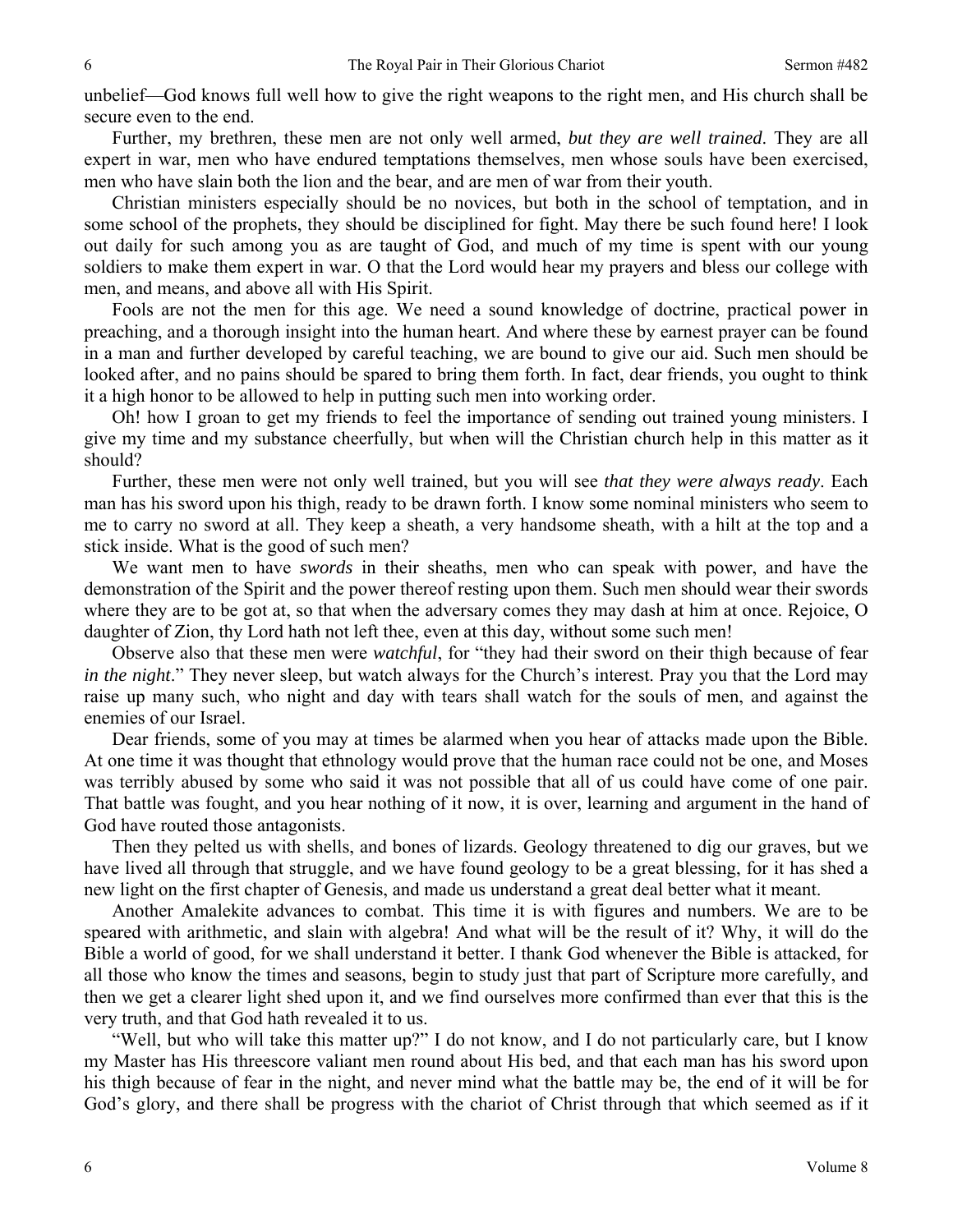unbelief—God knows full well how to give the right weapons to the right men, and His church shall be secure even to the end.

Further, my brethren, these men are not only well armed, *but they are well trained*. They are all expert in war, men who have endured temptations themselves, men whose souls have been exercised, men who have slain both the lion and the bear, and are men of war from their youth.

Christian ministers especially should be no novices, but both in the school of temptation, and in some school of the prophets, they should be disciplined for fight. May there be such found here! I look out daily for such among you as are taught of God, and much of my time is spent with our young soldiers to make them expert in war. O that the Lord would hear my prayers and bless our college with men, and means, and above all with His Spirit.

Fools are not the men for this age. We need a sound knowledge of doctrine, practical power in preaching, and a thorough insight into the human heart. And where these by earnest prayer can be found in a man and further developed by careful teaching, we are bound to give our aid. Such men should be looked after, and no pains should be spared to bring them forth. In fact, dear friends, you ought to think it a high honor to be allowed to help in putting such men into working order.

Oh! how I groan to get my friends to feel the importance of sending out trained young ministers. I give my time and my substance cheerfully, but when will the Christian church help in this matter as it should?

Further, these men were not only well trained, but you will see *that they were always ready*. Each man has his sword upon his thigh, ready to be drawn forth. I know some nominal ministers who seem to me to carry no sword at all. They keep a sheath, a very handsome sheath, with a hilt at the top and a stick inside. What is the good of such men?

We want men to have *swords* in their sheaths, men who can speak with power, and have the demonstration of the Spirit and the power thereof resting upon them. Such men should wear their swords where they are to be got at, so that when the adversary comes they may dash at him at once. Rejoice, O daughter of Zion, thy Lord hath not left thee, even at this day, without some such men!

Observe also that these men were *watchful*, for "they had their sword on their thigh because of fear *in the night*." They never sleep, but watch always for the Church's interest. Pray you that the Lord may raise up many such, who night and day with tears shall watch for the souls of men, and against the enemies of our Israel.

Dear friends, some of you may at times be alarmed when you hear of attacks made upon the Bible. At one time it was thought that ethnology would prove that the human race could not be one, and Moses was terribly abused by some who said it was not possible that all of us could have come of one pair. That battle was fought, and you hear nothing of it now, it is over, learning and argument in the hand of God have routed those antagonists.

Then they pelted us with shells, and bones of lizards. Geology threatened to dig our graves, but we have lived all through that struggle, and we have found geology to be a great blessing, for it has shed a new light on the first chapter of Genesis, and made us understand a great deal better what it meant.

Another Amalekite advances to combat. This time it is with figures and numbers. We are to be speared with arithmetic, and slain with algebra! And what will be the result of it? Why, it will do the Bible a world of good, for we shall understand it better. I thank God whenever the Bible is attacked, for all those who know the times and seasons, begin to study just that part of Scripture more carefully, and then we get a clearer light shed upon it, and we find ourselves more confirmed than ever that this is the very truth, and that God hath revealed it to us.

"Well, but who will take this matter up?" I do not know, and I do not particularly care, but I know my Master has His threescore valiant men round about His bed, and that each man has his sword upon his thigh because of fear in the night, and never mind what the battle may be, the end of it will be for God's glory, and there shall be progress with the chariot of Christ through that which seemed as if it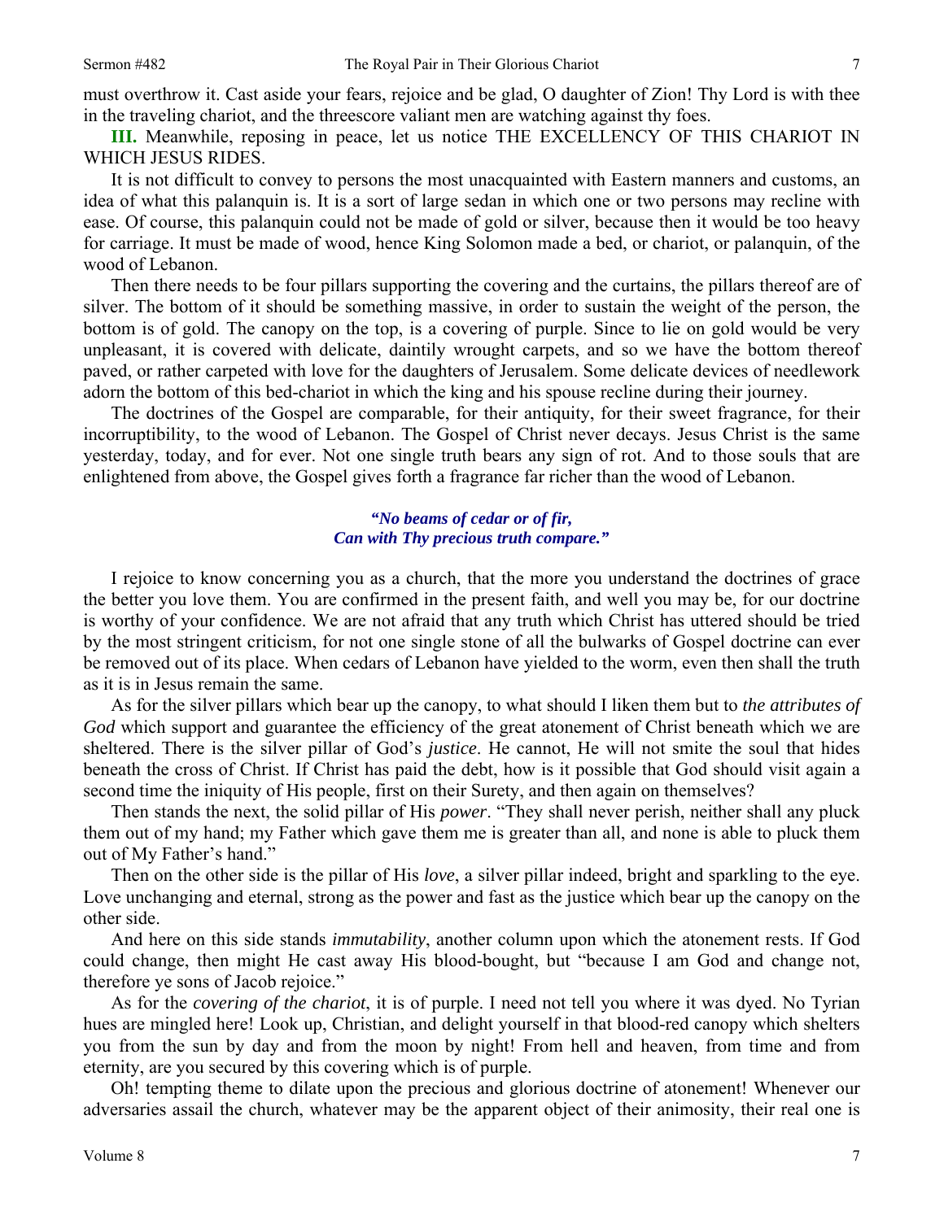must overthrow it. Cast aside your fears, rejoice and be glad, O daughter of Zion! Thy Lord is with thee in the traveling chariot, and the threescore valiant men are watching against thy foes.

**III.** Meanwhile, reposing in peace, let us notice THE EXCELLENCY OF THIS CHARIOT IN WHICH JESUS RIDES.

It is not difficult to convey to persons the most unacquainted with Eastern manners and customs, an idea of what this palanquin is. It is a sort of large sedan in which one or two persons may recline with ease. Of course, this palanquin could not be made of gold or silver, because then it would be too heavy for carriage. It must be made of wood, hence King Solomon made a bed, or chariot, or palanquin, of the wood of Lebanon.

Then there needs to be four pillars supporting the covering and the curtains, the pillars thereof are of silver. The bottom of it should be something massive, in order to sustain the weight of the person, the bottom is of gold. The canopy on the top, is a covering of purple. Since to lie on gold would be very unpleasant, it is covered with delicate, daintily wrought carpets, and so we have the bottom thereof paved, or rather carpeted with love for the daughters of Jerusalem. Some delicate devices of needlework adorn the bottom of this bed-chariot in which the king and his spouse recline during their journey.

The doctrines of the Gospel are comparable, for their antiquity, for their sweet fragrance, for their incorruptibility, to the wood of Lebanon. The Gospel of Christ never decays. Jesus Christ is the same yesterday, today, and for ever. Not one single truth bears any sign of rot. And to those souls that are enlightened from above, the Gospel gives forth a fragrance far richer than the wood of Lebanon.

> ***"No beams of cedar or of fir,***
> ***Can with Thy precious truth compare."***

I rejoice to know concerning you as a church, that the more you understand the doctrines of grace the better you love them. You are confirmed in the present faith, and well you may be, for our doctrine is worthy of your confidence. We are not afraid that any truth which Christ has uttered should be tried by the most stringent criticism, for not one single stone of all the bulwarks of Gospel doctrine can ever be removed out of its place. When cedars of Lebanon have yielded to the worm, even then shall the truth as it is in Jesus remain the same.

As for the silver pillars which bear up the canopy, to what should I liken them but to *the attributes of God* which support and guarantee the efficiency of the great atonement of Christ beneath which we are sheltered. There is the silver pillar of God's *justice*. He cannot, He will not smite the soul that hides beneath the cross of Christ. If Christ has paid the debt, how is it possible that God should visit again a second time the iniquity of His people, first on their Surety, and then again on themselves?

Then stands the next, the solid pillar of His *power*. "They shall never perish, neither shall any pluck them out of my hand; my Father which gave them me is greater than all, and none is able to pluck them out of My Father's hand."

Then on the other side is the pillar of His *love*, a silver pillar indeed, bright and sparkling to the eye. Love unchanging and eternal, strong as the power and fast as the justice which bear up the canopy on the other side.

And here on this side stands *immutability*, another column upon which the atonement rests. If God could change, then might He cast away His blood-bought, but "because I am God and change not, therefore ye sons of Jacob rejoice."

As for the *covering of the chariot*, it is of purple. I need not tell you where it was dyed. No Tyrian hues are mingled here! Look up, Christian, and delight yourself in that blood-red canopy which shelters you from the sun by day and from the moon by night! From hell and heaven, from time and from eternity, are you secured by this covering which is of purple.

Oh! tempting theme to dilate upon the precious and glorious doctrine of atonement! Whenever our adversaries assail the church, whatever may be the apparent object of their animosity, their real one is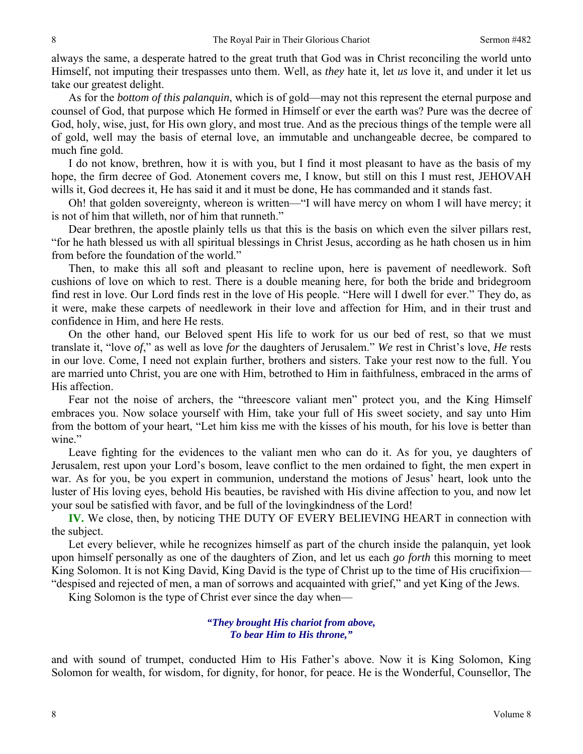always the same, a desperate hatred to the great truth that God was in Christ reconciling the world unto Himself, not imputing their trespasses unto them. Well, as *they* hate it, let *us* love it, and under it let us take our greatest delight.

As for the *bottom of this palanquin*, which is of gold—may not this represent the eternal purpose and counsel of God, that purpose which He formed in Himself or ever the earth was? Pure was the decree of God, holy, wise, just, for His own glory, and most true. And as the precious things of the temple were all of gold, well may the basis of eternal love, an immutable and unchangeable decree, be compared to much fine gold.

I do not know, brethren, how it is with you, but I find it most pleasant to have as the basis of my hope, the firm decree of God. Atonement covers me, I know, but still on this I must rest, JEHOVAH wills it, God decrees it, He has said it and it must be done, He has commanded and it stands fast.

Oh! that golden sovereignty, whereon is written—"I will have mercy on whom I will have mercy; it is not of him that willeth, nor of him that runneth."

Dear brethren, the apostle plainly tells us that this is the basis on which even the silver pillars rest, "for he hath blessed us with all spiritual blessings in Christ Jesus, according as he hath chosen us in him from before the foundation of the world."

Then, to make this all soft and pleasant to recline upon, here is pavement of needlework. Soft cushions of love on which to rest. There is a double meaning here, for both the bride and bridegroom find rest in love. Our Lord finds rest in the love of His people. "Here will I dwell for ever." They do, as it were, make these carpets of needlework in their love and affection for Him, and in their trust and confidence in Him, and here He rests.

On the other hand, our Beloved spent His life to work for us our bed of rest, so that we must translate it, "love *of*," as well as love *for* the daughters of Jerusalem." *We* rest in Christ's love, *He* rests in our love. Come, I need not explain further, brothers and sisters. Take your rest now to the full. You are married unto Christ, you are one with Him, betrothed to Him in faithfulness, embraced in the arms of His affection.

Fear not the noise of archers, the "threescore valiant men" protect you, and the King Himself embraces you. Now solace yourself with Him, take your full of His sweet society, and say unto Him from the bottom of your heart, "Let him kiss me with the kisses of his mouth, for his love is better than wine."

Leave fighting for the evidences to the valiant men who can do it. As for you, ye daughters of Jerusalem, rest upon your Lord's bosom, leave conflict to the men ordained to fight, the men expert in war. As for you, be you expert in communion, understand the motions of Jesus' heart, look unto the luster of His loving eyes, behold His beauties, be ravished with His divine affection to you, and now let your soul be satisfied with favor, and be full of the lovingkindness of the Lord!

**IV.** We close, then, by noticing THE DUTY OF EVERY BELIEVING HEART in connection with the subject.

Let every believer, while he recognizes himself as part of the church inside the palanquin, yet look upon himself personally as one of the daughters of Zion, and let us each *go forth* this morning to meet King Solomon. It is not King David, King David is the type of Christ up to the time of His crucifixion—"despised and rejected of men, a man of sorrows and acquainted with grief," and yet King of the Jews.

King Solomon is the type of Christ ever since the day when—

> ***"They brought His chariot from above,***
> ***To bear Him to His throne,"***

and with sound of trumpet, conducted Him to His Father's above. Now it is King Solomon, King Solomon for wealth, for wisdom, for dignity, for honor, for peace. He is the Wonderful, Counsellor, The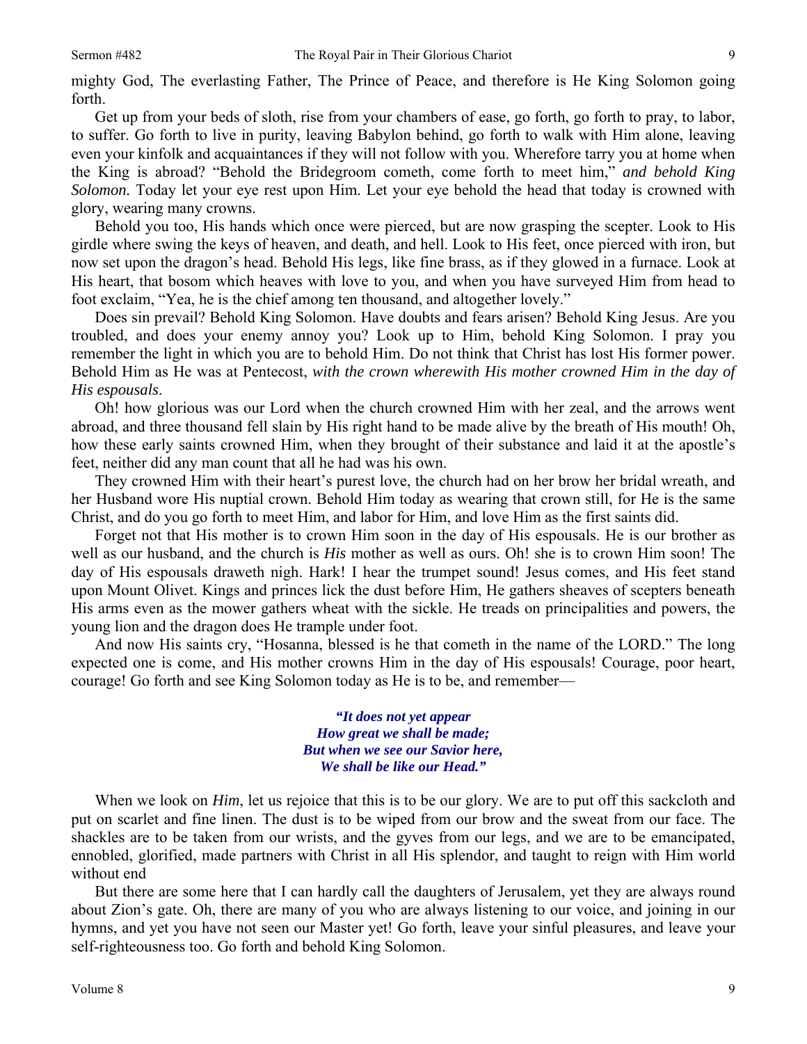mighty God, The everlasting Father, The Prince of Peace, and therefore is He King Solomon going forth.

Get up from your beds of sloth, rise from your chambers of ease, go forth, go forth to pray, to labor, to suffer. Go forth to live in purity, leaving Babylon behind, go forth to walk with Him alone, leaving even your kinfolk and acquaintances if they will not follow with you. Wherefore tarry you at home when the King is abroad? "Behold the Bridegroom cometh, come forth to meet him," *and behold King Solomon.* Today let your eye rest upon Him. Let your eye behold the head that today is crowned with glory, wearing many crowns.

Behold you too, His hands which once were pierced, but are now grasping the scepter. Look to His girdle where swing the keys of heaven, and death, and hell. Look to His feet, once pierced with iron, but now set upon the dragon's head. Behold His legs, like fine brass, as if they glowed in a furnace. Look at His heart, that bosom which heaves with love to you, and when you have surveyed Him from head to foot exclaim, "Yea, he is the chief among ten thousand, and altogether lovely."

Does sin prevail? Behold King Solomon. Have doubts and fears arisen? Behold King Jesus. Are you troubled, and does your enemy annoy you? Look up to Him, behold King Solomon. I pray you remember the light in which you are to behold Him. Do not think that Christ has lost His former power. Behold Him as He was at Pentecost, *with the crown wherewith His mother crowned Him in the day of His espousals*.

Oh! how glorious was our Lord when the church crowned Him with her zeal, and the arrows went abroad, and three thousand fell slain by His right hand to be made alive by the breath of His mouth! Oh, how these early saints crowned Him, when they brought of their substance and laid it at the apostle's feet, neither did any man count that all he had was his own.

They crowned Him with their heart's purest love, the church had on her brow her bridal wreath, and her Husband wore His nuptial crown. Behold Him today as wearing that crown still, for He is the same Christ, and do you go forth to meet Him, and labor for Him, and love Him as the first saints did.

Forget not that His mother is to crown Him soon in the day of His espousals. He is our brother as well as our husband, and the church is *His* mother as well as ours. Oh! she is to crown Him soon! The day of His espousals draweth nigh. Hark! I hear the trumpet sound! Jesus comes, and His feet stand upon Mount Olivet. Kings and princes lick the dust before Him, He gathers sheaves of scepters beneath His arms even as the mower gathers wheat with the sickle. He treads on principalities and powers, the young lion and the dragon does He trample under foot.

And now His saints cry, "Hosanna, blessed is he that cometh in the name of the LORD." The long expected one is come, and His mother crowns Him in the day of His espousals! Courage, poor heart, courage! Go forth and see King Solomon today as He is to be, and remember—

> ***"It does not yet appear***
> ***How great we shall be made;***
> ***But when we see our Savior here,***
> ***We shall be like our Head."***

When we look on *Him*, let us rejoice that this is to be our glory. We are to put off this sackcloth and put on scarlet and fine linen. The dust is to be wiped from our brow and the sweat from our face. The shackles are to be taken from our wrists, and the gyves from our legs, and we are to be emancipated, ennobled, glorified, made partners with Christ in all His splendor, and taught to reign with Him world without end

But there are some here that I can hardly call the daughters of Jerusalem, yet they are always round about Zion's gate. Oh, there are many of you who are always listening to our voice, and joining in our hymns, and yet you have not seen our Master yet! Go forth, leave your sinful pleasures, and leave your self-righteousness too. Go forth and behold King Solomon.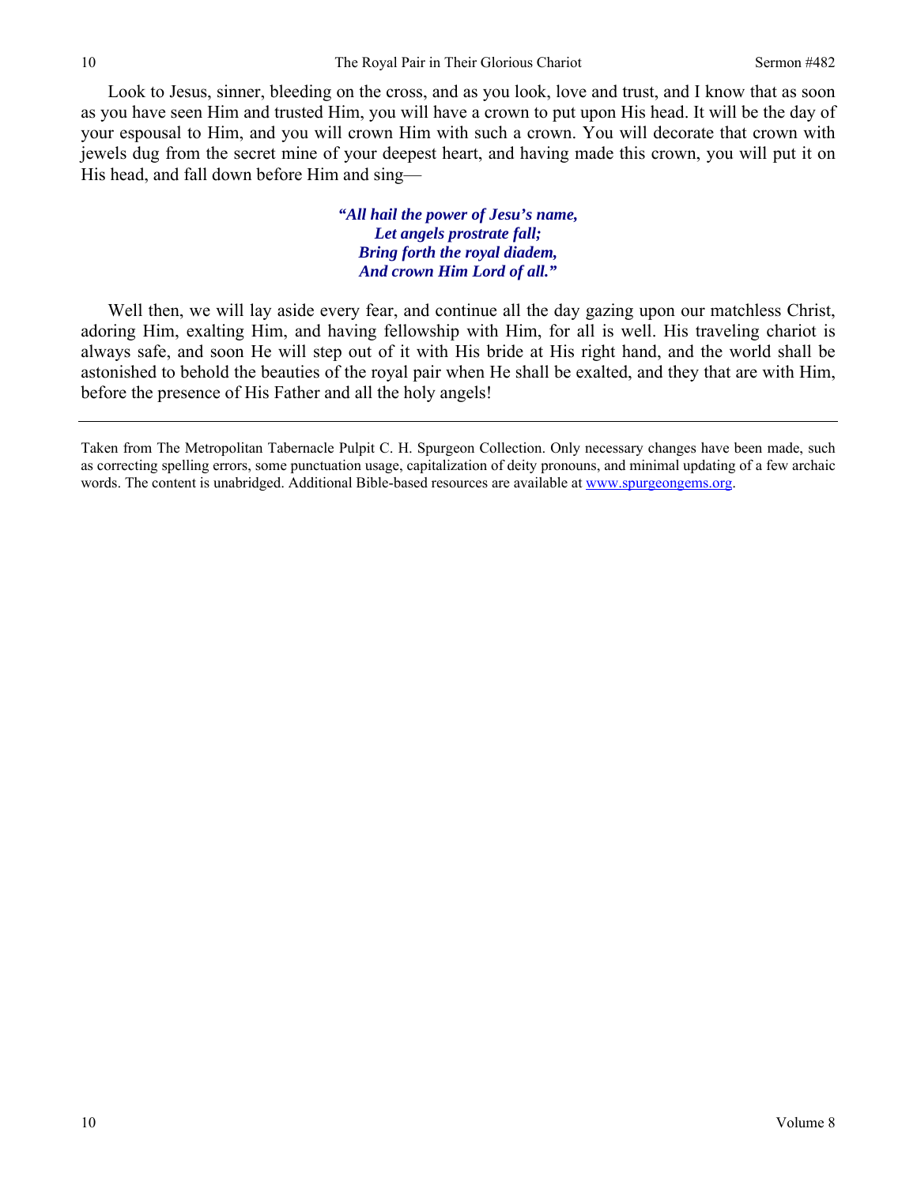Look to Jesus, sinner, bleeding on the cross, and as you look, love and trust, and I know that as soon as you have seen Him and trusted Him, you will have a crown to put upon His head. It will be the day of your espousal to Him, and you will crown Him with such a crown. You will decorate that crown with jewels dug from the secret mine of your deepest heart, and having made this crown, you will put it on His head, and fall down before Him and sing—

> ***"All hail the power of Jesu's name,***
> ***Let angels prostrate fall;***
> ***Bring forth the royal diadem,***
> ***And crown Him Lord of all."***

Well then, we will lay aside every fear, and continue all the day gazing upon our matchless Christ, adoring Him, exalting Him, and having fellowship with Him, for all is well. His traveling chariot is always safe, and soon He will step out of it with His bride at His right hand, and the world shall be astonished to behold the beauties of the royal pair when He shall be exalted, and they that are with Him, before the presence of His Father and all the holy angels!

---

Taken from The Metropolitan Tabernacle Pulpit C. H. Spurgeon Collection. Only necessary changes have been made, such as correcting spelling errors, some punctuation usage, capitalization of deity pronouns, and minimal updating of a few archaic words. The content is unabridged. Additional Bible-based resources are available at www.spurgeongems.org.